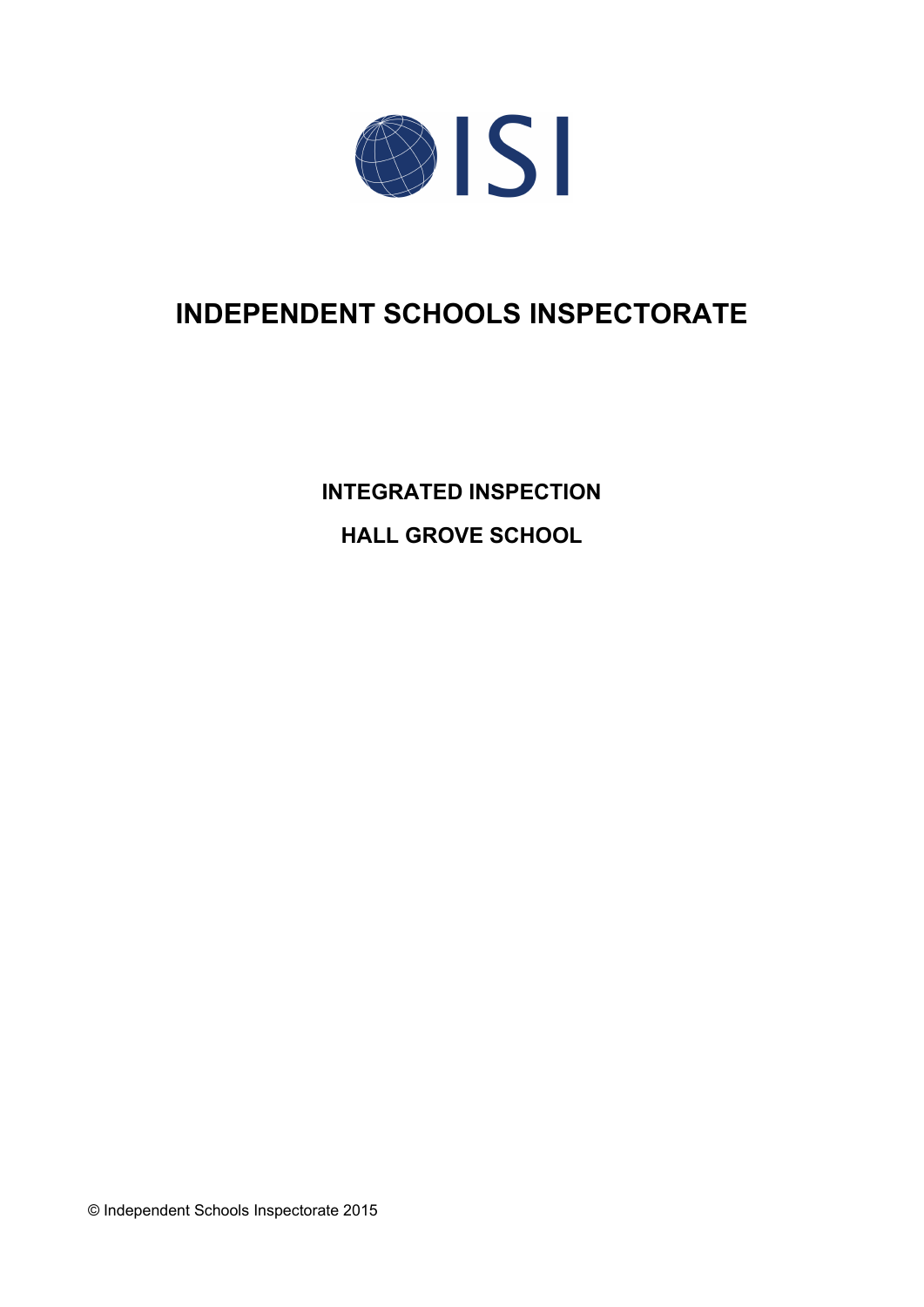ISI

# INDEPENDENT SCHOOLS INSPECTORATE

**INTEGRATED INSPECTION**

**HALL GROVE SCHOOL**

© Independent Schools Inspectorate 2015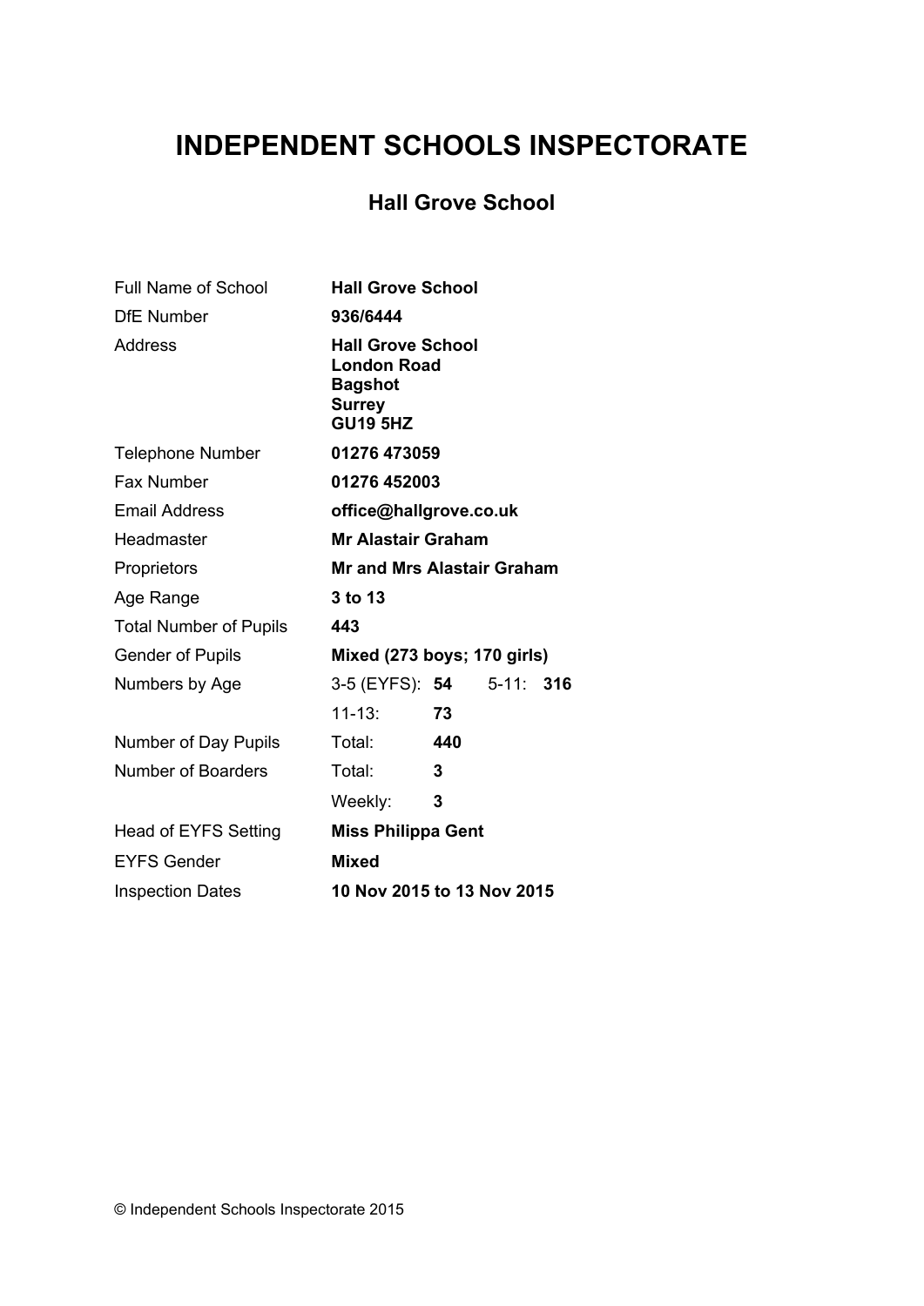# INDEPENDENT SCHOOLS INSPECTORATE

## Hall Grove School

| | | | | |
|---|---|---|---|---|
| Full Name of School | **Hall Grove School** | | | |
| DfE Number | **936/6444** | | | |
| Address | **Hall Grove School**<br>**London Road**<br>**Bagshot**<br>**Surrey**<br>**GU19 5HZ** | | | |
| Telephone Number | **01276 473059** | | | |
| Fax Number | **01276 452003** | | | |
| Email Address | **office@hallgrove.co.uk** | | | |
| Headmaster | **Mr Alastair Graham** | | | |
| Proprietors | **Mr and Mrs Alastair Graham** | | | |
| Age Range | **3 to 13** | | | |
| Total Number of Pupils | **443** | | | |
| Gender of Pupils | **Mixed (273 boys; 170 girls)** | | | |
| Numbers by Age | 3-5 (EYFS): | **54** | 5-11: | **316** |
| | 11-13: | **73** | | |
| Number of Day Pupils | Total: | **440** | | |
| Number of Boarders | Total: | **3** | | |
| | Weekly: | **3** | | |
| Head of EYFS Setting | **Miss Philippa Gent** | | | |
| EYFS Gender | **Mixed** | | | |
| Inspection Dates | **10 Nov 2015 to 13 Nov 2015** | | | |

© Independent Schools Inspectorate 2015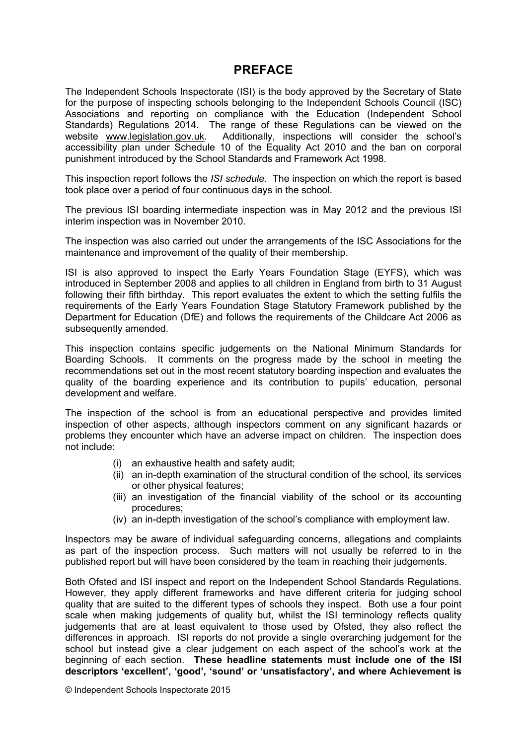# PREFACE

The Independent Schools Inspectorate (ISI) is the body approved by the Secretary of State for the purpose of inspecting schools belonging to the Independent Schools Council (ISC) Associations and reporting on compliance with the Education (Independent School Standards) Regulations 2014. The range of these Regulations can be viewed on the website www.legislation.gov.uk. Additionally, inspections will consider the school's accessibility plan under Schedule 10 of the Equality Act 2010 and the ban on corporal punishment introduced by the School Standards and Framework Act 1998.

This inspection report follows the *ISI schedule.* The inspection on which the report is based took place over a period of four continuous days in the school.

The previous ISI boarding intermediate inspection was in May 2012 and the previous ISI interim inspection was in November 2010.

The inspection was also carried out under the arrangements of the ISC Associations for the maintenance and improvement of the quality of their membership.

ISI is also approved to inspect the Early Years Foundation Stage (EYFS), which was introduced in September 2008 and applies to all children in England from birth to 31 August following their fifth birthday. This report evaluates the extent to which the setting fulfils the requirements of the Early Years Foundation Stage Statutory Framework published by the Department for Education (DfE) and follows the requirements of the Childcare Act 2006 as subsequently amended.

This inspection contains specific judgements on the National Minimum Standards for Boarding Schools. It comments on the progress made by the school in meeting the recommendations set out in the most recent statutory boarding inspection and evaluates the quality of the boarding experience and its contribution to pupils' education, personal development and welfare.

The inspection of the school is from an educational perspective and provides limited inspection of other aspects, although inspectors comment on any significant hazards or problems they encounter which have an adverse impact on children. The inspection does not include:

(i) an exhaustive health and safety audit;

(ii) an in-depth examination of the structural condition of the school, its services or other physical features;

(iii) an investigation of the financial viability of the school or its accounting procedures;

(iv) an in-depth investigation of the school's compliance with employment law.

Inspectors may be aware of individual safeguarding concerns, allegations and complaints as part of the inspection process. Such matters will not usually be referred to in the published report but will have been considered by the team in reaching their judgements.

Both Ofsted and ISI inspect and report on the Independent School Standards Regulations. However, they apply different frameworks and have different criteria for judging school quality that are suited to the different types of schools they inspect. Both use a four point scale when making judgements of quality but, whilst the ISI terminology reflects quality judgements that are at least equivalent to those used by Ofsted, they also reflect the differences in approach. ISI reports do not provide a single overarching judgement for the school but instead give a clear judgement on each aspect of the school's work at the beginning of each section. **These headline statements must include one of the ISI descriptors 'excellent', 'good', 'sound' or 'unsatisfactory', and where Achievement is**

© Independent Schools Inspectorate 2015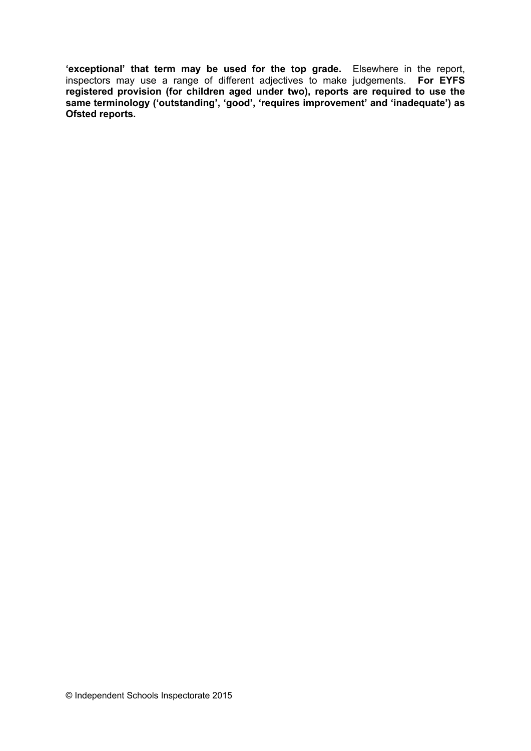**'exceptional' that term may be used for the top grade.** Elsewhere in the report, inspectors may use a range of different adjectives to make judgements. **For EYFS registered provision (for children aged under two), reports are required to use the same terminology ('outstanding', 'good', 'requires improvement' and 'inadequate') as Ofsted reports.**

© Independent Schools Inspectorate 2015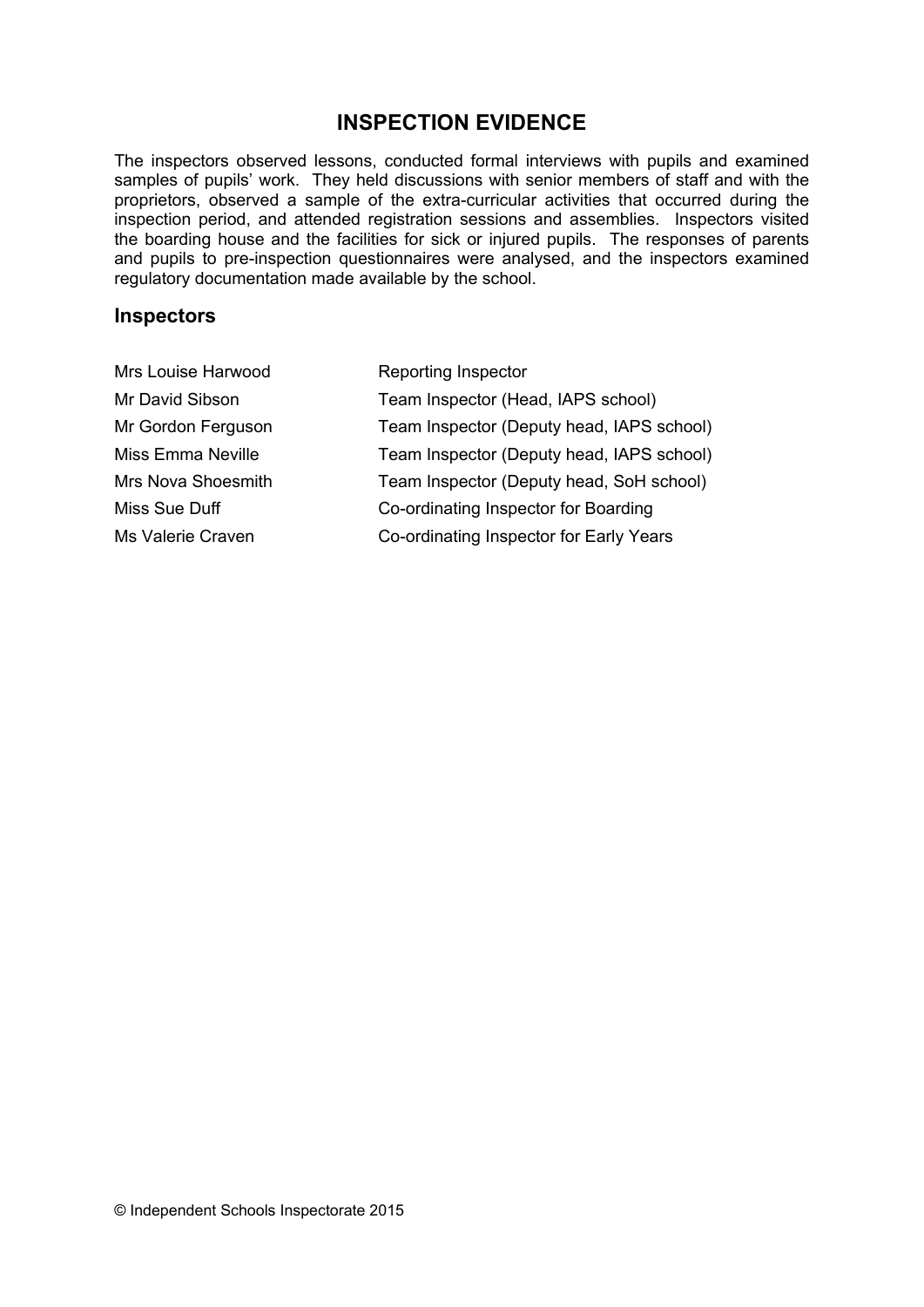## INSPECTION EVIDENCE

The inspectors observed lessons, conducted formal interviews with pupils and examined samples of pupils' work. They held discussions with senior members of staff and with the proprietors, observed a sample of the extra-curricular activities that occurred during the inspection period, and attended registration sessions and assemblies. Inspectors visited the boarding house and the facilities for sick or injured pupils. The responses of parents and pupils to pre-inspection questionnaires were analysed, and the inspectors examined regulatory documentation made available by the school.

### Inspectors

| | |
|---|---|
| Mrs Louise Harwood | Reporting Inspector |
| Mr David Sibson | Team Inspector (Head, IAPS school) |
| Mr Gordon Ferguson | Team Inspector (Deputy head, IAPS school) |
| Miss Emma Neville | Team Inspector (Deputy head, IAPS school) |
| Mrs Nova Shoesmith | Team Inspector (Deputy head, SoH school) |
| Miss Sue Duff | Co-ordinating Inspector for Boarding |
| Ms Valerie Craven | Co-ordinating Inspector for Early Years |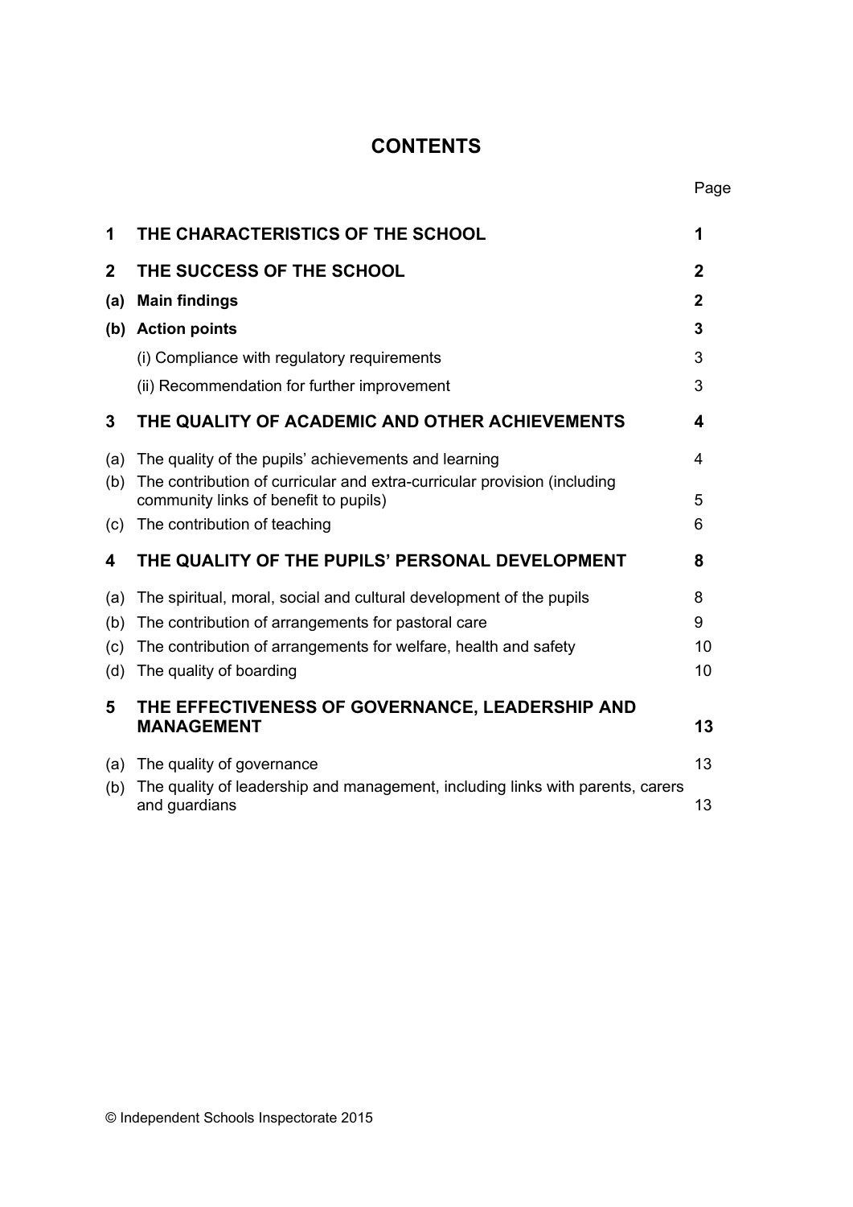# CONTENTS

| | | Page |
|---|---|---|
| **1** | **THE CHARACTERISTICS OF THE SCHOOL** | **1** |
| **2** | **THE SUCCESS OF THE SCHOOL** | **2** |
| **(a)** | **Main findings** | **2** |
| **(b)** | **Action points** | **3** |
| | (i) Compliance with regulatory requirements | 3 |
| | (ii) Recommendation for further improvement | 3 |
| **3** | **THE QUALITY OF ACADEMIC AND OTHER ACHIEVEMENTS** | **4** |
| (a) | The quality of the pupils' achievements and learning | 4 |
| (b) | The contribution of curricular and extra-curricular provision (including community links of benefit to pupils) | 5 |
| (c) | The contribution of teaching | 6 |
| **4** | **THE QUALITY OF THE PUPILS' PERSONAL DEVELOPMENT** | **8** |
| (a) | The spiritual, moral, social and cultural development of the pupils | 8 |
| (b) | The contribution of arrangements for pastoral care | 9 |
| (c) | The contribution of arrangements for welfare, health and safety | 10 |
| (d) | The quality of boarding | 10 |
| **5** | **THE EFFECTIVENESS OF GOVERNANCE, LEADERSHIP AND MANAGEMENT** | **13** |
| (a) | The quality of governance | 13 |
| (b) | The quality of leadership and management, including links with parents, carers and guardians | 13 |

© Independent Schools Inspectorate 2015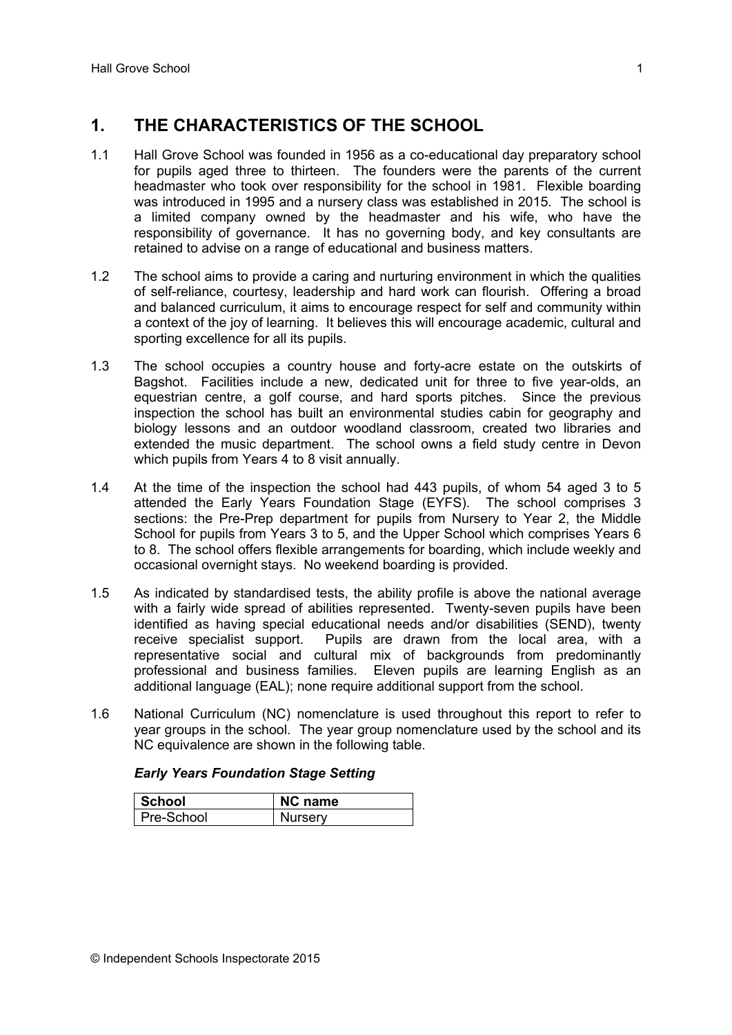## 1. THE CHARACTERISTICS OF THE SCHOOL

1.1 Hall Grove School was founded in 1956 as a co-educational day preparatory school for pupils aged three to thirteen. The founders were the parents of the current headmaster who took over responsibility for the school in 1981. Flexible boarding was introduced in 1995 and a nursery class was established in 2015. The school is a limited company owned by the headmaster and his wife, who have the responsibility of governance. It has no governing body, and key consultants are retained to advise on a range of educational and business matters.

1.2 The school aims to provide a caring and nurturing environment in which the qualities of self-reliance, courtesy, leadership and hard work can flourish. Offering a broad and balanced curriculum, it aims to encourage respect for self and community within a context of the joy of learning. It believes this will encourage academic, cultural and sporting excellence for all its pupils.

1.3 The school occupies a country house and forty-acre estate on the outskirts of Bagshot. Facilities include a new, dedicated unit for three to five year-olds, an equestrian centre, a golf course, and hard sports pitches. Since the previous inspection the school has built an environmental studies cabin for geography and biology lessons and an outdoor woodland classroom, created two libraries and extended the music department. The school owns a field study centre in Devon which pupils from Years 4 to 8 visit annually.

1.4 At the time of the inspection the school had 443 pupils, of whom 54 aged 3 to 5 attended the Early Years Foundation Stage (EYFS). The school comprises 3 sections: the Pre-Prep department for pupils from Nursery to Year 2, the Middle School for pupils from Years 3 to 5, and the Upper School which comprises Years 6 to 8. The school offers flexible arrangements for boarding, which include weekly and occasional overnight stays. No weekend boarding is provided.

1.5 As indicated by standardised tests, the ability profile is above the national average with a fairly wide spread of abilities represented. Twenty-seven pupils have been identified as having special educational needs and/or disabilities (SEND), twenty receive specialist support. Pupils are drawn from the local area, with a representative social and cultural mix of backgrounds from predominantly professional and business families. Eleven pupils are learning English as an additional language (EAL); none require additional support from the school.

1.6 National Curriculum (NC) nomenclature is used throughout this report to refer to year groups in the school. The year group nomenclature used by the school and its NC equivalence are shown in the following table.

***Early Years Foundation Stage Setting***

| School | NC name |
|---|---|
| Pre-School | Nursery |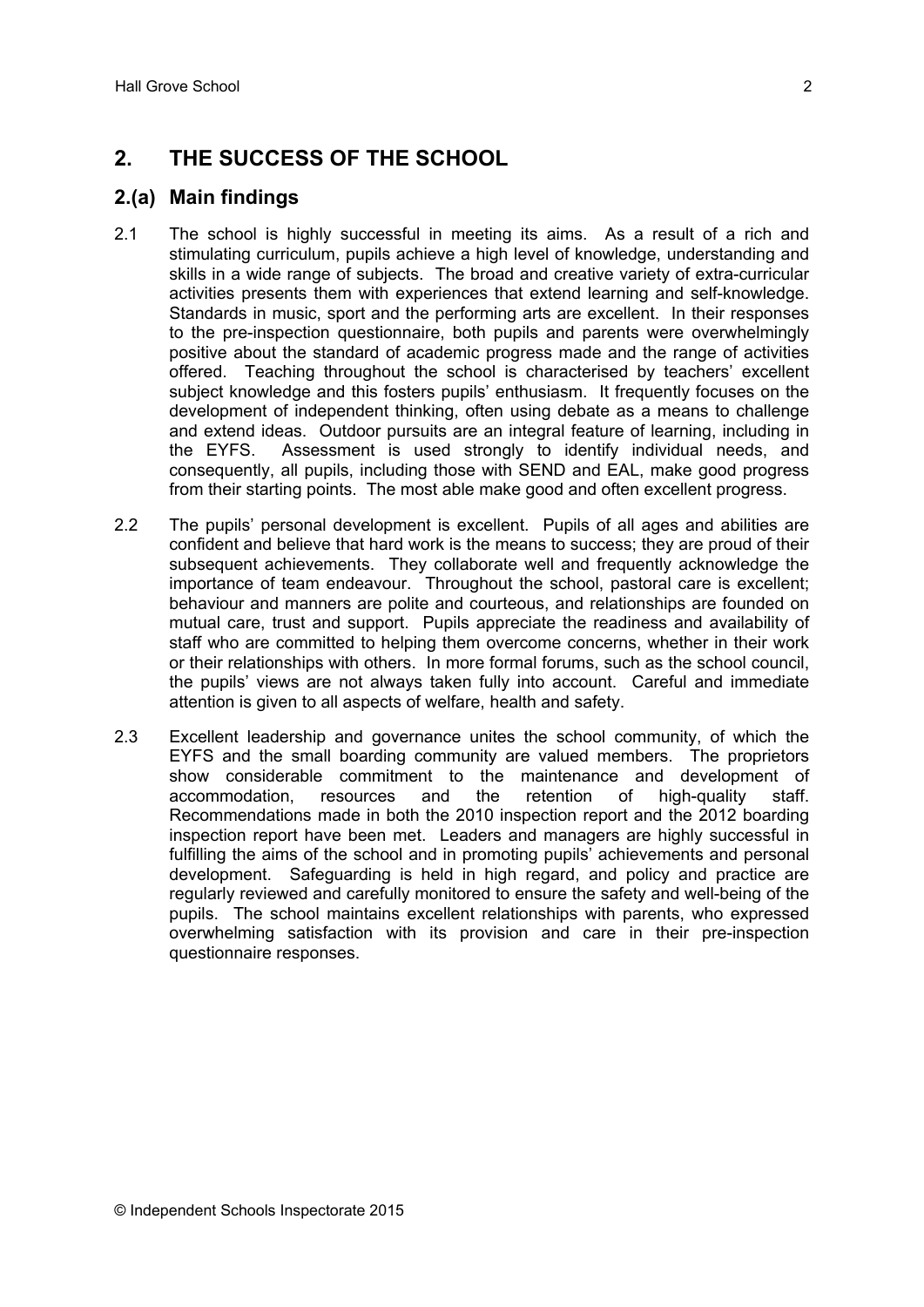## 2. THE SUCCESS OF THE SCHOOL

### 2.(a) Main findings

2.1 The school is highly successful in meeting its aims. As a result of a rich and stimulating curriculum, pupils achieve a high level of knowledge, understanding and skills in a wide range of subjects. The broad and creative variety of extra-curricular activities presents them with experiences that extend learning and self-knowledge. Standards in music, sport and the performing arts are excellent. In their responses to the pre-inspection questionnaire, both pupils and parents were overwhelmingly positive about the standard of academic progress made and the range of activities offered. Teaching throughout the school is characterised by teachers' excellent subject knowledge and this fosters pupils' enthusiasm. It frequently focuses on the development of independent thinking, often using debate as a means to challenge and extend ideas. Outdoor pursuits are an integral feature of learning, including in the EYFS. Assessment is used strongly to identify individual needs, and consequently, all pupils, including those with SEND and EAL, make good progress from their starting points. The most able make good and often excellent progress.

2.2 The pupils' personal development is excellent. Pupils of all ages and abilities are confident and believe that hard work is the means to success; they are proud of their subsequent achievements. They collaborate well and frequently acknowledge the importance of team endeavour. Throughout the school, pastoral care is excellent; behaviour and manners are polite and courteous, and relationships are founded on mutual care, trust and support. Pupils appreciate the readiness and availability of staff who are committed to helping them overcome concerns, whether in their work or their relationships with others. In more formal forums, such as the school council, the pupils' views are not always taken fully into account. Careful and immediate attention is given to all aspects of welfare, health and safety.

2.3 Excellent leadership and governance unites the school community, of which the EYFS and the small boarding community are valued members. The proprietors show considerable commitment to the maintenance and development of accommodation, resources and the retention of high-quality staff. Recommendations made in both the 2010 inspection report and the 2012 boarding inspection report have been met. Leaders and managers are highly successful in fulfilling the aims of the school and in promoting pupils' achievements and personal development. Safeguarding is held in high regard, and policy and practice are regularly reviewed and carefully monitored to ensure the safety and well-being of the pupils. The school maintains excellent relationships with parents, who expressed overwhelming satisfaction with its provision and care in their pre-inspection questionnaire responses.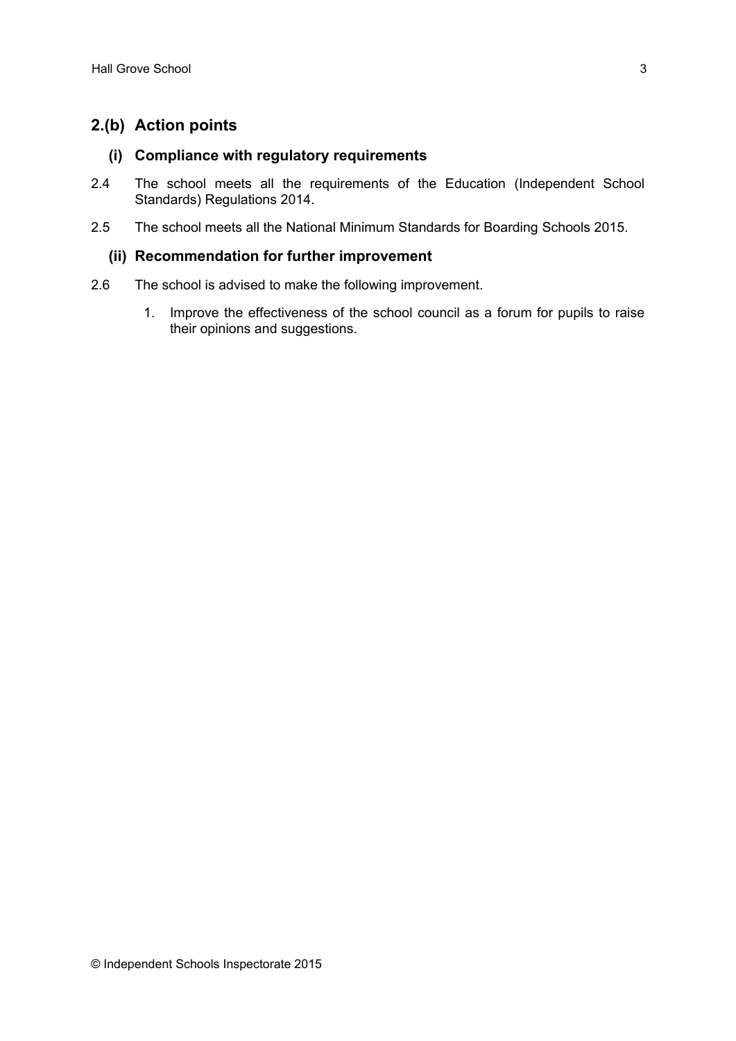## 2.(b) Action points

### (i) Compliance with regulatory requirements

2.4 The school meets all the requirements of the Education (Independent School Standards) Regulations 2014.

2.5 The school meets all the National Minimum Standards for Boarding Schools 2015.

### (ii) Recommendation for further improvement

2.6 The school is advised to make the following improvement.

1. Improve the effectiveness of the school council as a forum for pupils to raise their opinions and suggestions.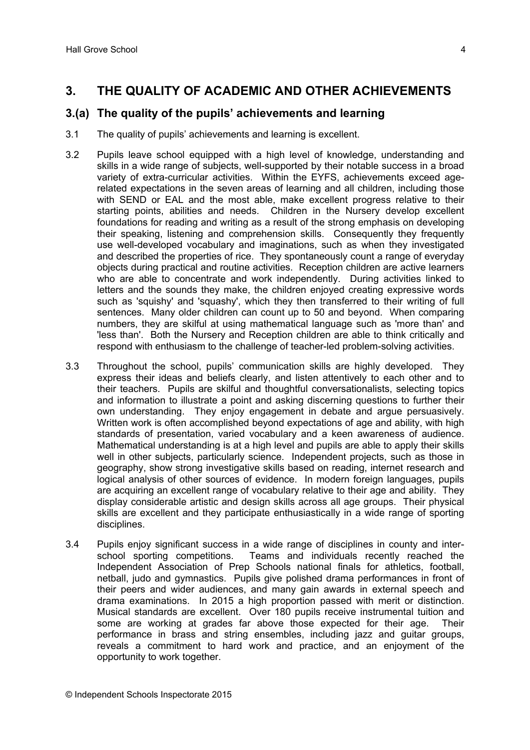## 3. THE QUALITY OF ACADEMIC AND OTHER ACHIEVEMENTS

### 3.(a) The quality of the pupils' achievements and learning

3.1 The quality of pupils' achievements and learning is excellent.

3.2 Pupils leave school equipped with a high level of knowledge, understanding and skills in a wide range of subjects, well-supported by their notable success in a broad variety of extra-curricular activities. Within the EYFS, achievements exceed age-related expectations in the seven areas of learning and all children, including those with SEND or EAL and the most able, make excellent progress relative to their starting points, abilities and needs. Children in the Nursery develop excellent foundations for reading and writing as a result of the strong emphasis on developing their speaking, listening and comprehension skills. Consequently they frequently use well-developed vocabulary and imaginations, such as when they investigated and described the properties of rice. They spontaneously count a range of everyday objects during practical and routine activities. Reception children are active learners who are able to concentrate and work independently. During activities linked to letters and the sounds they make, the children enjoyed creating expressive words such as 'squishy' and 'squashy', which they then transferred to their writing of full sentences. Many older children can count up to 50 and beyond. When comparing numbers, they are skilful at using mathematical language such as 'more than' and 'less than'. Both the Nursery and Reception children are able to think critically and respond with enthusiasm to the challenge of teacher-led problem-solving activities.

3.3 Throughout the school, pupils' communication skills are highly developed. They express their ideas and beliefs clearly, and listen attentively to each other and to their teachers. Pupils are skilful and thoughtful conversationalists, selecting topics and information to illustrate a point and asking discerning questions to further their own understanding. They enjoy engagement in debate and argue persuasively. Written work is often accomplished beyond expectations of age and ability, with high standards of presentation, varied vocabulary and a keen awareness of audience. Mathematical understanding is at a high level and pupils are able to apply their skills well in other subjects, particularly science. Independent projects, such as those in geography, show strong investigative skills based on reading, internet research and logical analysis of other sources of evidence. In modern foreign languages, pupils are acquiring an excellent range of vocabulary relative to their age and ability. They display considerable artistic and design skills across all age groups. Their physical skills are excellent and they participate enthusiastically in a wide range of sporting disciplines.

3.4 Pupils enjoy significant success in a wide range of disciplines in county and inter-school sporting competitions. Teams and individuals recently reached the Independent Association of Prep Schools national finals for athletics, football, netball, judo and gymnastics. Pupils give polished drama performances in front of their peers and wider audiences, and many gain awards in external speech and drama examinations. In 2015 a high proportion passed with merit or distinction. Musical standards are excellent. Over 180 pupils receive instrumental tuition and some are working at grades far above those expected for their age. Their performance in brass and string ensembles, including jazz and guitar groups, reveals a commitment to hard work and practice, and an enjoyment of the opportunity to work together.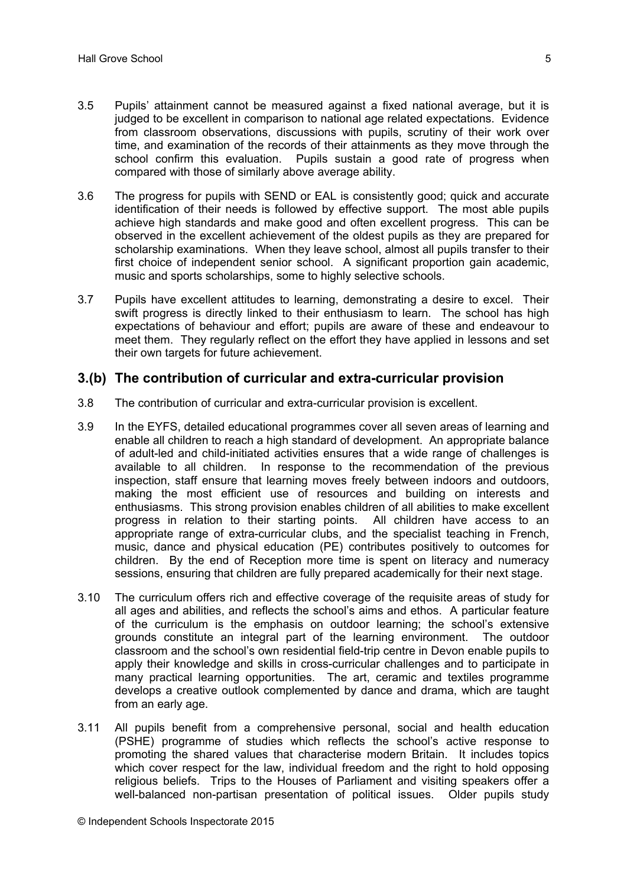3.5 Pupils' attainment cannot be measured against a fixed national average, but it is judged to be excellent in comparison to national age related expectations. Evidence from classroom observations, discussions with pupils, scrutiny of their work over time, and examination of the records of their attainments as they move through the school confirm this evaluation. Pupils sustain a good rate of progress when compared with those of similarly above average ability.

3.6 The progress for pupils with SEND or EAL is consistently good; quick and accurate identification of their needs is followed by effective support. The most able pupils achieve high standards and make good and often excellent progress. This can be observed in the excellent achievement of the oldest pupils as they are prepared for scholarship examinations. When they leave school, almost all pupils transfer to their first choice of independent senior school. A significant proportion gain academic, music and sports scholarships, some to highly selective schools.

3.7 Pupils have excellent attitudes to learning, demonstrating a desire to excel. Their swift progress is directly linked to their enthusiasm to learn. The school has high expectations of behaviour and effort; pupils are aware of these and endeavour to meet them. They regularly reflect on the effort they have applied in lessons and set their own targets for future achievement.

## 3.(b) The contribution of curricular and extra-curricular provision

3.8 The contribution of curricular and extra-curricular provision is excellent.

3.9 In the EYFS, detailed educational programmes cover all seven areas of learning and enable all children to reach a high standard of development. An appropriate balance of adult-led and child-initiated activities ensures that a wide range of challenges is available to all children. In response to the recommendation of the previous inspection, staff ensure that learning moves freely between indoors and outdoors, making the most efficient use of resources and building on interests and enthusiasms. This strong provision enables children of all abilities to make excellent progress in relation to their starting points. All children have access to an appropriate range of extra-curricular clubs, and the specialist teaching in French, music, dance and physical education (PE) contributes positively to outcomes for children. By the end of Reception more time is spent on literacy and numeracy sessions, ensuring that children are fully prepared academically for their next stage.

3.10 The curriculum offers rich and effective coverage of the requisite areas of study for all ages and abilities, and reflects the school's aims and ethos. A particular feature of the curriculum is the emphasis on outdoor learning; the school's extensive grounds constitute an integral part of the learning environment. The outdoor classroom and the school's own residential field-trip centre in Devon enable pupils to apply their knowledge and skills in cross-curricular challenges and to participate in many practical learning opportunities. The art, ceramic and textiles programme develops a creative outlook complemented by dance and drama, which are taught from an early age.

3.11 All pupils benefit from a comprehensive personal, social and health education (PSHE) programme of studies which reflects the school's active response to promoting the shared values that characterise modern Britain. It includes topics which cover respect for the law, individual freedom and the right to hold opposing religious beliefs. Trips to the Houses of Parliament and visiting speakers offer a well-balanced non-partisan presentation of political issues. Older pupils study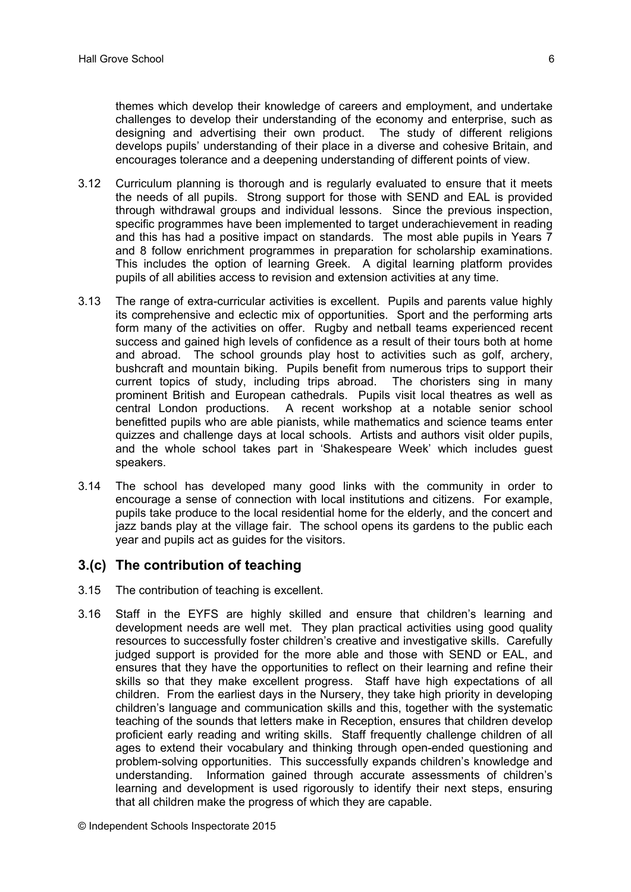themes which develop their knowledge of careers and employment, and undertake challenges to develop their understanding of the economy and enterprise, such as designing and advertising their own product. The study of different religions develops pupils' understanding of their place in a diverse and cohesive Britain, and encourages tolerance and a deepening understanding of different points of view.

3.12 Curriculum planning is thorough and is regularly evaluated to ensure that it meets the needs of all pupils. Strong support for those with SEND and EAL is provided through withdrawal groups and individual lessons. Since the previous inspection, specific programmes have been implemented to target underachievement in reading and this has had a positive impact on standards. The most able pupils in Years 7 and 8 follow enrichment programmes in preparation for scholarship examinations. This includes the option of learning Greek. A digital learning platform provides pupils of all abilities access to revision and extension activities at any time.

3.13 The range of extra-curricular activities is excellent. Pupils and parents value highly its comprehensive and eclectic mix of opportunities. Sport and the performing arts form many of the activities on offer. Rugby and netball teams experienced recent success and gained high levels of confidence as a result of their tours both at home and abroad. The school grounds play host to activities such as golf, archery, bushcraft and mountain biking. Pupils benefit from numerous trips to support their current topics of study, including trips abroad. The choristers sing in many prominent British and European cathedrals. Pupils visit local theatres as well as central London productions. A recent workshop at a notable senior school benefitted pupils who are able pianists, while mathematics and science teams enter quizzes and challenge days at local schools. Artists and authors visit older pupils, and the whole school takes part in 'Shakespeare Week' which includes guest speakers.

3.14 The school has developed many good links with the community in order to encourage a sense of connection with local institutions and citizens. For example, pupils take produce to the local residential home for the elderly, and the concert and jazz bands play at the village fair. The school opens its gardens to the public each year and pupils act as guides for the visitors.

## 3.(c) The contribution of teaching

3.15 The contribution of teaching is excellent.

3.16 Staff in the EYFS are highly skilled and ensure that children's learning and development needs are well met. They plan practical activities using good quality resources to successfully foster children's creative and investigative skills. Carefully judged support is provided for the more able and those with SEND or EAL, and ensures that they have the opportunities to reflect on their learning and refine their skills so that they make excellent progress. Staff have high expectations of all children. From the earliest days in the Nursery, they take high priority in developing children's language and communication skills and this, together with the systematic teaching of the sounds that letters make in Reception, ensures that children develop proficient early reading and writing skills. Staff frequently challenge children of all ages to extend their vocabulary and thinking through open-ended questioning and problem-solving opportunities. This successfully expands children's knowledge and understanding. Information gained through accurate assessments of children's learning and development is used rigorously to identify their next steps, ensuring that all children make the progress of which they are capable.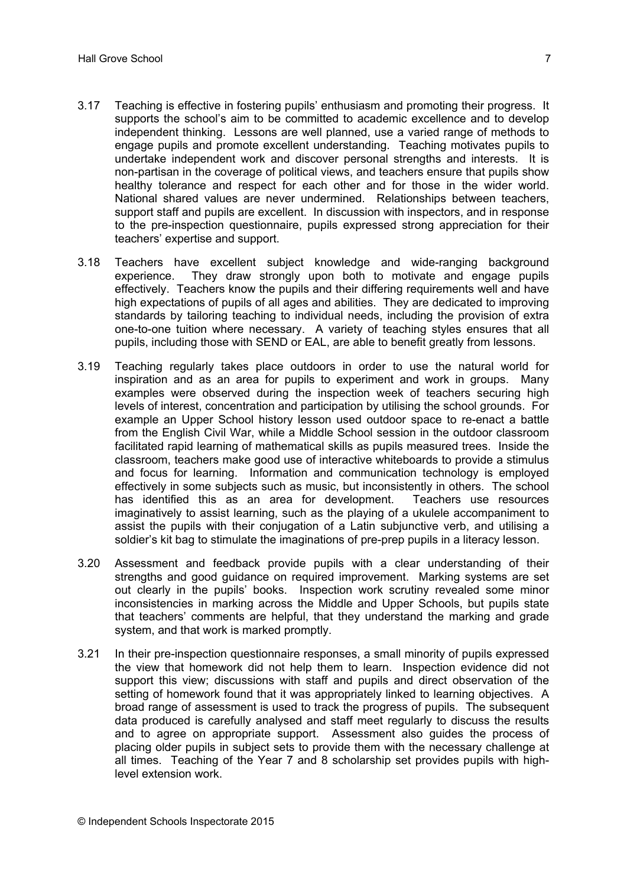3.17 Teaching is effective in fostering pupils' enthusiasm and promoting their progress. It supports the school's aim to be committed to academic excellence and to develop independent thinking. Lessons are well planned, use a varied range of methods to engage pupils and promote excellent understanding. Teaching motivates pupils to undertake independent work and discover personal strengths and interests. It is non-partisan in the coverage of political views, and teachers ensure that pupils show healthy tolerance and respect for each other and for those in the wider world. National shared values are never undermined. Relationships between teachers, support staff and pupils are excellent. In discussion with inspectors, and in response to the pre-inspection questionnaire, pupils expressed strong appreciation for their teachers' expertise and support.

3.18 Teachers have excellent subject knowledge and wide-ranging background experience. They draw strongly upon both to motivate and engage pupils effectively. Teachers know the pupils and their differing requirements well and have high expectations of pupils of all ages and abilities. They are dedicated to improving standards by tailoring teaching to individual needs, including the provision of extra one-to-one tuition where necessary. A variety of teaching styles ensures that all pupils, including those with SEND or EAL, are able to benefit greatly from lessons.

3.19 Teaching regularly takes place outdoors in order to use the natural world for inspiration and as an area for pupils to experiment and work in groups. Many examples were observed during the inspection week of teachers securing high levels of interest, concentration and participation by utilising the school grounds. For example an Upper School history lesson used outdoor space to re-enact a battle from the English Civil War, while a Middle School session in the outdoor classroom facilitated rapid learning of mathematical skills as pupils measured trees. Inside the classroom, teachers make good use of interactive whiteboards to provide a stimulus and focus for learning. Information and communication technology is employed effectively in some subjects such as music, but inconsistently in others. The school has identified this as an area for development. Teachers use resources imaginatively to assist learning, such as the playing of a ukulele accompaniment to assist the pupils with their conjugation of a Latin subjunctive verb, and utilising a soldier's kit bag to stimulate the imaginations of pre-prep pupils in a literacy lesson.

3.20 Assessment and feedback provide pupils with a clear understanding of their strengths and good guidance on required improvement. Marking systems are set out clearly in the pupils' books. Inspection work scrutiny revealed some minor inconsistencies in marking across the Middle and Upper Schools, but pupils state that teachers' comments are helpful, that they understand the marking and grade system, and that work is marked promptly.

3.21 In their pre-inspection questionnaire responses, a small minority of pupils expressed the view that homework did not help them to learn. Inspection evidence did not support this view; discussions with staff and pupils and direct observation of the setting of homework found that it was appropriately linked to learning objectives. A broad range of assessment is used to track the progress of pupils. The subsequent data produced is carefully analysed and staff meet regularly to discuss the results and to agree on appropriate support. Assessment also guides the process of placing older pupils in subject sets to provide them with the necessary challenge at all times. Teaching of the Year 7 and 8 scholarship set provides pupils with high-level extension work.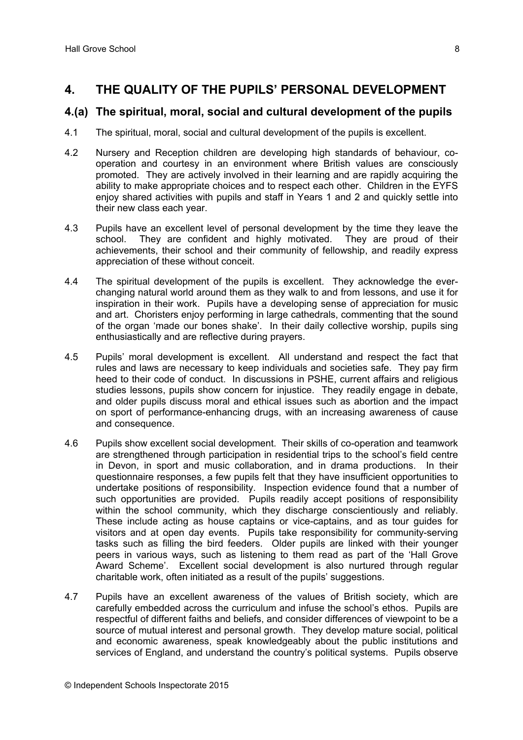## 4. THE QUALITY OF THE PUPILS' PERSONAL DEVELOPMENT

### 4.(a) The spiritual, moral, social and cultural development of the pupils

4.1 The spiritual, moral, social and cultural development of the pupils is excellent.

4.2 Nursery and Reception children are developing high standards of behaviour, co-operation and courtesy in an environment where British values are consciously promoted. They are actively involved in their learning and are rapidly acquiring the ability to make appropriate choices and to respect each other. Children in the EYFS enjoy shared activities with pupils and staff in Years 1 and 2 and quickly settle into their new class each year.

4.3 Pupils have an excellent level of personal development by the time they leave the school. They are confident and highly motivated. They are proud of their achievements, their school and their community of fellowship, and readily express appreciation of these without conceit.

4.4 The spiritual development of the pupils is excellent. They acknowledge the ever-changing natural world around them as they walk to and from lessons, and use it for inspiration in their work. Pupils have a developing sense of appreciation for music and art. Choristers enjoy performing in large cathedrals, commenting that the sound of the organ 'made our bones shake'. In their daily collective worship, pupils sing enthusiastically and are reflective during prayers.

4.5 Pupils' moral development is excellent. All understand and respect the fact that rules and laws are necessary to keep individuals and societies safe. They pay firm heed to their code of conduct. In discussions in PSHE, current affairs and religious studies lessons, pupils show concern for injustice. They readily engage in debate, and older pupils discuss moral and ethical issues such as abortion and the impact on sport of performance-enhancing drugs, with an increasing awareness of cause and consequence.

4.6 Pupils show excellent social development. Their skills of co-operation and teamwork are strengthened through participation in residential trips to the school's field centre in Devon, in sport and music collaboration, and in drama productions. In their questionnaire responses, a few pupils felt that they have insufficient opportunities to undertake positions of responsibility. Inspection evidence found that a number of such opportunities are provided. Pupils readily accept positions of responsibility within the school community, which they discharge conscientiously and reliably. These include acting as house captains or vice-captains, and as tour guides for visitors and at open day events. Pupils take responsibility for community-serving tasks such as filling the bird feeders. Older pupils are linked with their younger peers in various ways, such as listening to them read as part of the 'Hall Grove Award Scheme'. Excellent social development is also nurtured through regular charitable work, often initiated as a result of the pupils' suggestions.

4.7 Pupils have an excellent awareness of the values of British society, which are carefully embedded across the curriculum and infuse the school's ethos. Pupils are respectful of different faiths and beliefs, and consider differences of viewpoint to be a source of mutual interest and personal growth. They develop mature social, political and economic awareness, speak knowledgeably about the public institutions and services of England, and understand the country's political systems. Pupils observe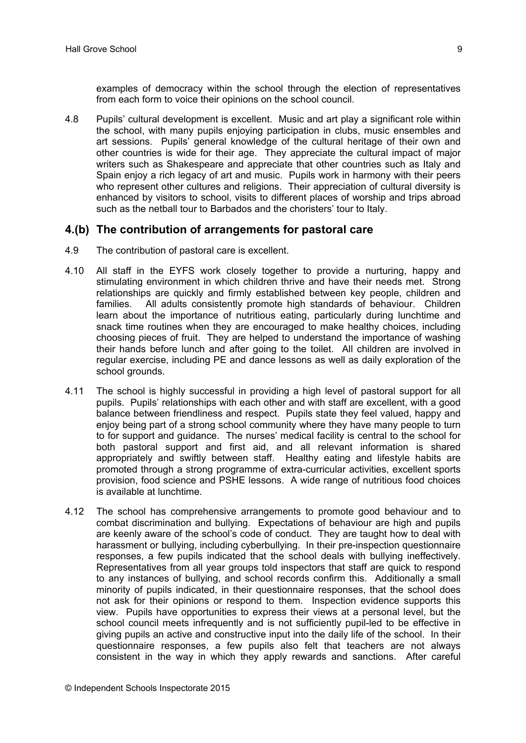examples of democracy within the school through the election of representatives from each form to voice their opinions on the school council.

4.8 Pupils' cultural development is excellent. Music and art play a significant role within the school, with many pupils enjoying participation in clubs, music ensembles and art sessions. Pupils' general knowledge of the cultural heritage of their own and other countries is wide for their age. They appreciate the cultural impact of major writers such as Shakespeare and appreciate that other countries such as Italy and Spain enjoy a rich legacy of art and music. Pupils work in harmony with their peers who represent other cultures and religions. Their appreciation of cultural diversity is enhanced by visitors to school, visits to different places of worship and trips abroad such as the netball tour to Barbados and the choristers' tour to Italy.

## 4.(b) The contribution of arrangements for pastoral care

4.9 The contribution of pastoral care is excellent.

4.10 All staff in the EYFS work closely together to provide a nurturing, happy and stimulating environment in which children thrive and have their needs met. Strong relationships are quickly and firmly established between key people, children and families. All adults consistently promote high standards of behaviour. Children learn about the importance of nutritious eating, particularly during lunchtime and snack time routines when they are encouraged to make healthy choices, including choosing pieces of fruit. They are helped to understand the importance of washing their hands before lunch and after going to the toilet. All children are involved in regular exercise, including PE and dance lessons as well as daily exploration of the school grounds.

4.11 The school is highly successful in providing a high level of pastoral support for all pupils. Pupils' relationships with each other and with staff are excellent, with a good balance between friendliness and respect. Pupils state they feel valued, happy and enjoy being part of a strong school community where they have many people to turn to for support and guidance. The nurses' medical facility is central to the school for both pastoral support and first aid, and all relevant information is shared appropriately and swiftly between staff. Healthy eating and lifestyle habits are promoted through a strong programme of extra-curricular activities, excellent sports provision, food science and PSHE lessons. A wide range of nutritious food choices is available at lunchtime.

4.12 The school has comprehensive arrangements to promote good behaviour and to combat discrimination and bullying. Expectations of behaviour are high and pupils are keenly aware of the school's code of conduct. They are taught how to deal with harassment or bullying, including cyberbullying. In their pre-inspection questionnaire responses, a few pupils indicated that the school deals with bullying ineffectively. Representatives from all year groups told inspectors that staff are quick to respond to any instances of bullying, and school records confirm this. Additionally a small minority of pupils indicated, in their questionnaire responses, that the school does not ask for their opinions or respond to them. Inspection evidence supports this view. Pupils have opportunities to express their views at a personal level, but the school council meets infrequently and is not sufficiently pupil-led to be effective in giving pupils an active and constructive input into the daily life of the school. In their questionnaire responses, a few pupils also felt that teachers are not always consistent in the way in which they apply rewards and sanctions. After careful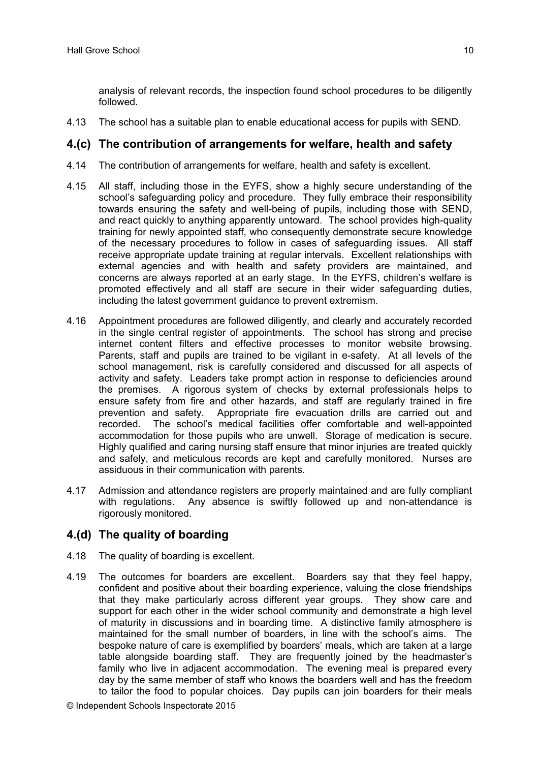analysis of relevant records, the inspection found school procedures to be diligently followed.

4.13 The school has a suitable plan to enable educational access for pupils with SEND.

## 4.(c) The contribution of arrangements for welfare, health and safety

4.14 The contribution of arrangements for welfare, health and safety is excellent.

4.15 All staff, including those in the EYFS, show a highly secure understanding of the school's safeguarding policy and procedure. They fully embrace their responsibility towards ensuring the safety and well-being of pupils, including those with SEND, and react quickly to anything apparently untoward. The school provides high-quality training for newly appointed staff, who consequently demonstrate secure knowledge of the necessary procedures to follow in cases of safeguarding issues. All staff receive appropriate update training at regular intervals. Excellent relationships with external agencies and with health and safety providers are maintained, and concerns are always reported at an early stage. In the EYFS, children's welfare is promoted effectively and all staff are secure in their wider safeguarding duties, including the latest government guidance to prevent extremism.

4.16 Appointment procedures are followed diligently, and clearly and accurately recorded in the single central register of appointments. The school has strong and precise internet content filters and effective processes to monitor website browsing. Parents, staff and pupils are trained to be vigilant in e-safety. At all levels of the school management, risk is carefully considered and discussed for all aspects of activity and safety. Leaders take prompt action in response to deficiencies around the premises. A rigorous system of checks by external professionals helps to ensure safety from fire and other hazards, and staff are regularly trained in fire prevention and safety. Appropriate fire evacuation drills are carried out and recorded. The school's medical facilities offer comfortable and well-appointed accommodation for those pupils who are unwell. Storage of medication is secure. Highly qualified and caring nursing staff ensure that minor injuries are treated quickly and safely, and meticulous records are kept and carefully monitored. Nurses are assiduous in their communication with parents.

4.17 Admission and attendance registers are properly maintained and are fully compliant with regulations. Any absence is swiftly followed up and non-attendance is rigorously monitored.

## 4.(d) The quality of boarding

4.18 The quality of boarding is excellent.

4.19 The outcomes for boarders are excellent. Boarders say that they feel happy, confident and positive about their boarding experience, valuing the close friendships that they make particularly across different year groups. They show care and support for each other in the wider school community and demonstrate a high level of maturity in discussions and in boarding time. A distinctive family atmosphere is maintained for the small number of boarders, in line with the school's aims. The bespoke nature of care is exemplified by boarders' meals, which are taken at a large table alongside boarding staff. They are frequently joined by the headmaster's family who live in adjacent accommodation. The evening meal is prepared every day by the same member of staff who knows the boarders well and has the freedom to tailor the food to popular choices. Day pupils can join boarders for their meals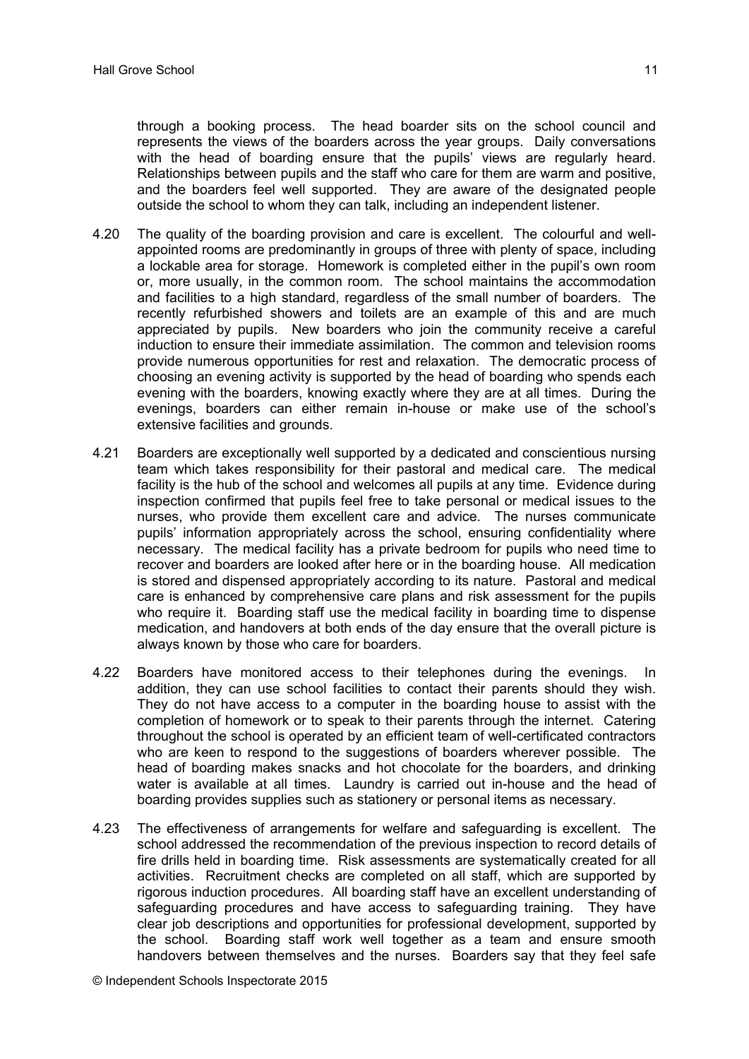through a booking process. The head boarder sits on the school council and represents the views of the boarders across the year groups. Daily conversations with the head of boarding ensure that the pupils' views are regularly heard. Relationships between pupils and the staff who care for them are warm and positive, and the boarders feel well supported. They are aware of the designated people outside the school to whom they can talk, including an independent listener.

4.20 The quality of the boarding provision and care is excellent. The colourful and well-appointed rooms are predominantly in groups of three with plenty of space, including a lockable area for storage. Homework is completed either in the pupil's own room or, more usually, in the common room. The school maintains the accommodation and facilities to a high standard, regardless of the small number of boarders. The recently refurbished showers and toilets are an example of this and are much appreciated by pupils. New boarders who join the community receive a careful induction to ensure their immediate assimilation. The common and television rooms provide numerous opportunities for rest and relaxation. The democratic process of choosing an evening activity is supported by the head of boarding who spends each evening with the boarders, knowing exactly where they are at all times. During the evenings, boarders can either remain in-house or make use of the school's extensive facilities and grounds.

4.21 Boarders are exceptionally well supported by a dedicated and conscientious nursing team which takes responsibility for their pastoral and medical care. The medical facility is the hub of the school and welcomes all pupils at any time. Evidence during inspection confirmed that pupils feel free to take personal or medical issues to the nurses, who provide them excellent care and advice. The nurses communicate pupils' information appropriately across the school, ensuring confidentiality where necessary. The medical facility has a private bedroom for pupils who need time to recover and boarders are looked after here or in the boarding house. All medication is stored and dispensed appropriately according to its nature. Pastoral and medical care is enhanced by comprehensive care plans and risk assessment for the pupils who require it. Boarding staff use the medical facility in boarding time to dispense medication, and handovers at both ends of the day ensure that the overall picture is always known by those who care for boarders.

4.22 Boarders have monitored access to their telephones during the evenings. In addition, they can use school facilities to contact their parents should they wish. They do not have access to a computer in the boarding house to assist with the completion of homework or to speak to their parents through the internet. Catering throughout the school is operated by an efficient team of well-certificated contractors who are keen to respond to the suggestions of boarders wherever possible. The head of boarding makes snacks and hot chocolate for the boarders, and drinking water is available at all times. Laundry is carried out in-house and the head of boarding provides supplies such as stationery or personal items as necessary.

4.23 The effectiveness of arrangements for welfare and safeguarding is excellent. The school addressed the recommendation of the previous inspection to record details of fire drills held in boarding time. Risk assessments are systematically created for all activities. Recruitment checks are completed on all staff, which are supported by rigorous induction procedures. All boarding staff have an excellent understanding of safeguarding procedures and have access to safeguarding training. They have clear job descriptions and opportunities for professional development, supported by the school. Boarding staff work well together as a team and ensure smooth handovers between themselves and the nurses. Boarders say that they feel safe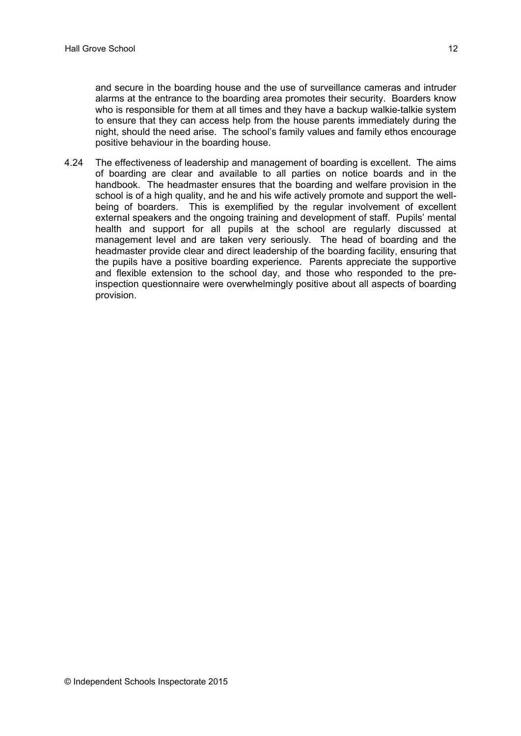and secure in the boarding house and the use of surveillance cameras and intruder alarms at the entrance to the boarding area promotes their security. Boarders know who is responsible for them at all times and they have a backup walkie-talkie system to ensure that they can access help from the house parents immediately during the night, should the need arise. The school's family values and family ethos encourage positive behaviour in the boarding house.

4.24 The effectiveness of leadership and management of boarding is excellent. The aims of boarding are clear and available to all parties on notice boards and in the handbook. The headmaster ensures that the boarding and welfare provision in the school is of a high quality, and he and his wife actively promote and support the well-being of boarders. This is exemplified by the regular involvement of excellent external speakers and the ongoing training and development of staff. Pupils' mental health and support for all pupils at the school are regularly discussed at management level and are taken very seriously. The head of boarding and the headmaster provide clear and direct leadership of the boarding facility, ensuring that the pupils have a positive boarding experience. Parents appreciate the supportive and flexible extension to the school day, and those who responded to the pre-inspection questionnaire were overwhelmingly positive about all aspects of boarding provision.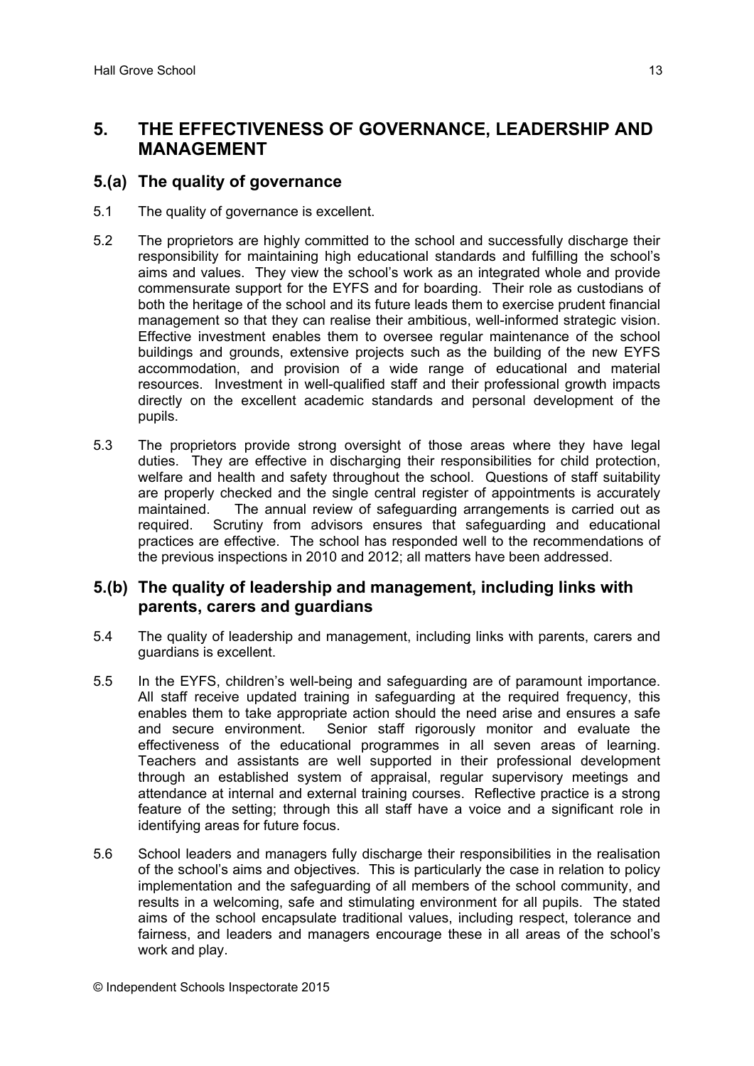## 5. THE EFFECTIVENESS OF GOVERNANCE, LEADERSHIP AND MANAGEMENT

### 5.(a) The quality of governance

5.1 The quality of governance is excellent.

5.2 The proprietors are highly committed to the school and successfully discharge their responsibility for maintaining high educational standards and fulfilling the school's aims and values. They view the school's work as an integrated whole and provide commensurate support for the EYFS and for boarding. Their role as custodians of both the heritage of the school and its future leads them to exercise prudent financial management so that they can realise their ambitious, well-informed strategic vision. Effective investment enables them to oversee regular maintenance of the school buildings and grounds, extensive projects such as the building of the new EYFS accommodation, and provision of a wide range of educational and material resources. Investment in well-qualified staff and their professional growth impacts directly on the excellent academic standards and personal development of the pupils.

5.3 The proprietors provide strong oversight of those areas where they have legal duties. They are effective in discharging their responsibilities for child protection, welfare and health and safety throughout the school. Questions of staff suitability are properly checked and the single central register of appointments is accurately maintained. The annual review of safeguarding arrangements is carried out as required. Scrutiny from advisors ensures that safeguarding and educational practices are effective. The school has responded well to the recommendations of the previous inspections in 2010 and 2012; all matters have been addressed.

### 5.(b) The quality of leadership and management, including links with parents, carers and guardians

5.4 The quality of leadership and management, including links with parents, carers and guardians is excellent.

5.5 In the EYFS, children's well-being and safeguarding are of paramount importance. All staff receive updated training in safeguarding at the required frequency, this enables them to take appropriate action should the need arise and ensures a safe and secure environment. Senior staff rigorously monitor and evaluate the effectiveness of the educational programmes in all seven areas of learning. Teachers and assistants are well supported in their professional development through an established system of appraisal, regular supervisory meetings and attendance at internal and external training courses. Reflective practice is a strong feature of the setting; through this all staff have a voice and a significant role in identifying areas for future focus.

5.6 School leaders and managers fully discharge their responsibilities in the realisation of the school's aims and objectives. This is particularly the case in relation to policy implementation and the safeguarding of all members of the school community, and results in a welcoming, safe and stimulating environment for all pupils. The stated aims of the school encapsulate traditional values, including respect, tolerance and fairness, and leaders and managers encourage these in all areas of the school's work and play.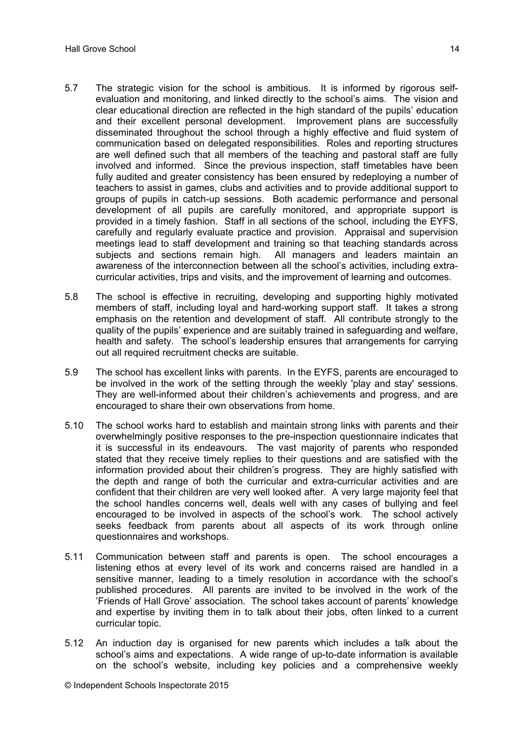5.7 The strategic vision for the school is ambitious. It is informed by rigorous self-evaluation and monitoring, and linked directly to the school's aims. The vision and clear educational direction are reflected in the high standard of the pupils' education and their excellent personal development. Improvement plans are successfully disseminated throughout the school through a highly effective and fluid system of communication based on delegated responsibilities. Roles and reporting structures are well defined such that all members of the teaching and pastoral staff are fully involved and informed. Since the previous inspection, staff timetables have been fully audited and greater consistency has been ensured by redeploying a number of teachers to assist in games, clubs and activities and to provide additional support to groups of pupils in catch-up sessions. Both academic performance and personal development of all pupils are carefully monitored, and appropriate support is provided in a timely fashion. Staff in all sections of the school, including the EYFS, carefully and regularly evaluate practice and provision. Appraisal and supervision meetings lead to staff development and training so that teaching standards across subjects and sections remain high. All managers and leaders maintain an awareness of the interconnection between all the school's activities, including extra-curricular activities, trips and visits, and the improvement of learning and outcomes.

5.8 The school is effective in recruiting, developing and supporting highly motivated members of staff, including loyal and hard-working support staff. It takes a strong emphasis on the retention and development of staff. All contribute strongly to the quality of the pupils' experience and are suitably trained in safeguarding and welfare, health and safety. The school's leadership ensures that arrangements for carrying out all required recruitment checks are suitable.

5.9 The school has excellent links with parents. In the EYFS, parents are encouraged to be involved in the work of the setting through the weekly 'play and stay' sessions. They are well-informed about their children's achievements and progress, and are encouraged to share their own observations from home.

5.10 The school works hard to establish and maintain strong links with parents and their overwhelmingly positive responses to the pre-inspection questionnaire indicates that it is successful in its endeavours. The vast majority of parents who responded stated that they receive timely replies to their questions and are satisfied with the information provided about their children's progress. They are highly satisfied with the depth and range of both the curricular and extra-curricular activities and are confident that their children are very well looked after. A very large majority feel that the school handles concerns well, deals well with any cases of bullying and feel encouraged to be involved in aspects of the school's work. The school actively seeks feedback from parents about all aspects of its work through online questionnaires and workshops.

5.11 Communication between staff and parents is open. The school encourages a listening ethos at every level of its work and concerns raised are handled in a sensitive manner, leading to a timely resolution in accordance with the school's published procedures. All parents are invited to be involved in the work of the 'Friends of Hall Grove' association. The school takes account of parents' knowledge and expertise by inviting them in to talk about their jobs, often linked to a current curricular topic.

5.12 An induction day is organised for new parents which includes a talk about the school's aims and expectations. A wide range of up-to-date information is available on the school's website, including key policies and a comprehensive weekly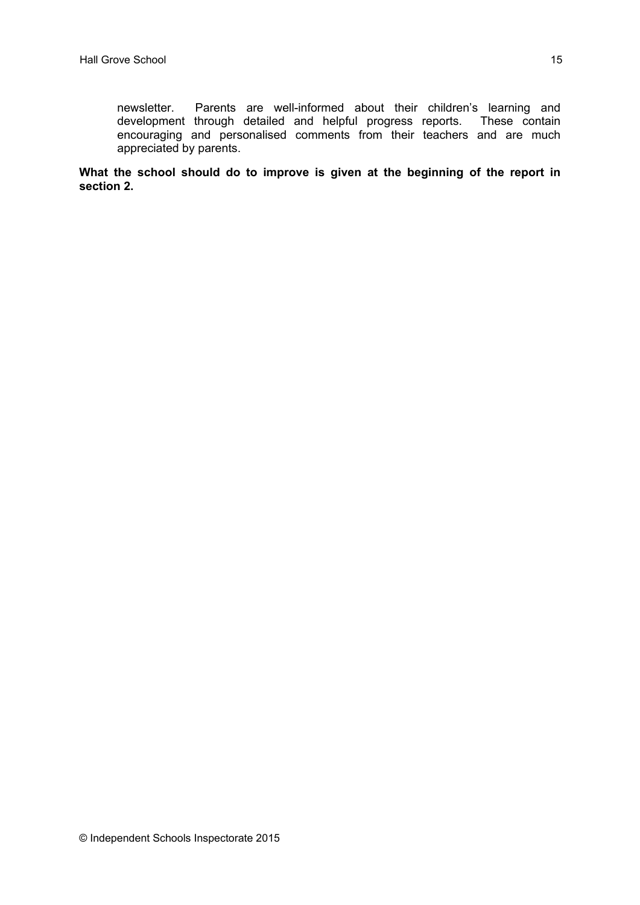newsletter. Parents are well-informed about their children's learning and development through detailed and helpful progress reports. These contain encouraging and personalised comments from their teachers and are much appreciated by parents.

**What the school should do to improve is given at the beginning of the report in section 2.**